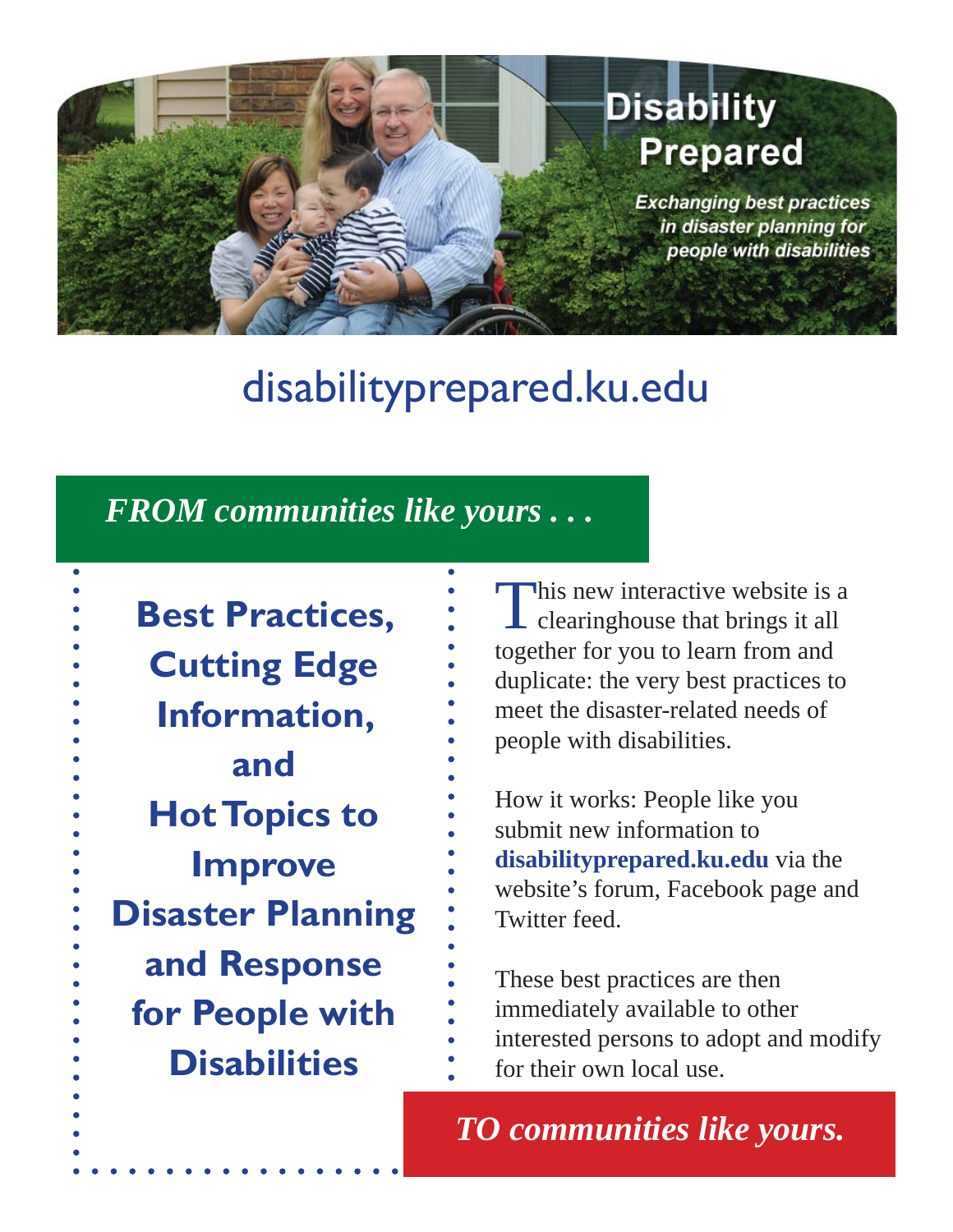# Disability Prepared

*Exchanging best practices in disaster planning for people with disabilities*

## disabilityprepared.ku.edu

***FROM communities like yours . . .***

**Best Practices, Cutting Edge Information, and Hot Topics to Improve Disaster Planning and Response for People with Disabilities**

This new interactive website is a clearinghouse that brings it all together for you to learn from and duplicate: the very best practices to meet the disaster-related needs of people with disabilities.

How it works: People like you submit new information to **disabilityprepared.ku.edu** via the website's forum, Facebook page and Twitter feed.

These best practices are then immediately available to other interested persons to adopt and modify for their own local use.

***TO communities like yours.***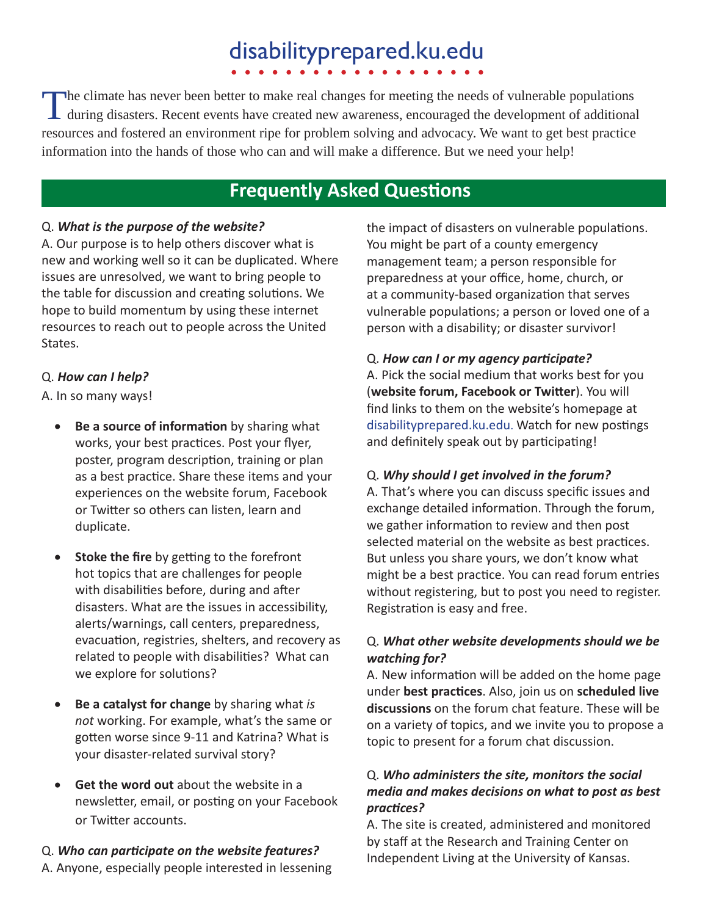# disabilityprepared.ku.edu

The climate has never been better to make real changes for meeting the needs of vulnerable populations during disasters. Recent events have created new awareness, encouraged the development of additional resources and fostered an environment ripe for problem solving and advocacy. We want to get best practice information into the hands of those who can and will make a difference. But we need your help!

## Frequently Asked Questions

Q. ***What is the purpose of the website?***

A. Our purpose is to help others discover what is new and working well so it can be duplicated. Where issues are unresolved, we want to bring people to the table for discussion and creating solutions. We hope to build momentum by using these internet resources to reach out to people across the United States.

Q. ***How can I help?***

A. In so many ways!

- **Be a source of information** by sharing what works, your best practices. Post your flyer, poster, program description, training or plan as a best practice. Share these items and your experiences on the website forum, Facebook or Twitter so others can listen, learn and duplicate.
- **Stoke the fire** by getting to the forefront hot topics that are challenges for people with disabilities before, during and after disasters. What are the issues in accessibility, alerts/warnings, call centers, preparedness, evacuation, registries, shelters, and recovery as related to people with disabilities? What can we explore for solutions?
- **Be a catalyst for change** by sharing what *is not* working. For example, what's the same or gotten worse since 9-11 and Katrina? What is your disaster-related survival story?
- **Get the word out** about the website in a newsletter, email, or posting on your Facebook or Twitter accounts.

Q. ***Who can participate on the website features?***

A. Anyone, especially people interested in lessening the impact of disasters on vulnerable populations. You might be part of a county emergency management team; a person responsible for preparedness at your office, home, church, or at a community-based organization that serves vulnerable populations; a person or loved one of a person with a disability; or disaster survivor!

Q. ***How can I or my agency participate?***

A. Pick the social medium that works best for you (**website forum, Facebook or Twitter**). You will find links to them on the website's homepage at disabilityprepared.ku.edu. Watch for new postings and definitely speak out by participating!

Q. ***Why should I get involved in the forum?***

A. That's where you can discuss specific issues and exchange detailed information. Through the forum, we gather information to review and then post selected material on the website as best practices. But unless you share yours, we don't know what might be a best practice. You can read forum entries without registering, but to post you need to register. Registration is easy and free.

Q. ***What other website developments should we be watching for?***

A. New information will be added on the home page under **best practices**. Also, join us on **scheduled live discussions** on the forum chat feature. These will be on a variety of topics, and we invite you to propose a topic to present for a forum chat discussion.

Q. ***Who administers the site, monitors the social media and makes decisions on what to post as best practices?***

A. The site is created, administered and monitored by staff at the Research and Training Center on Independent Living at the University of Kansas.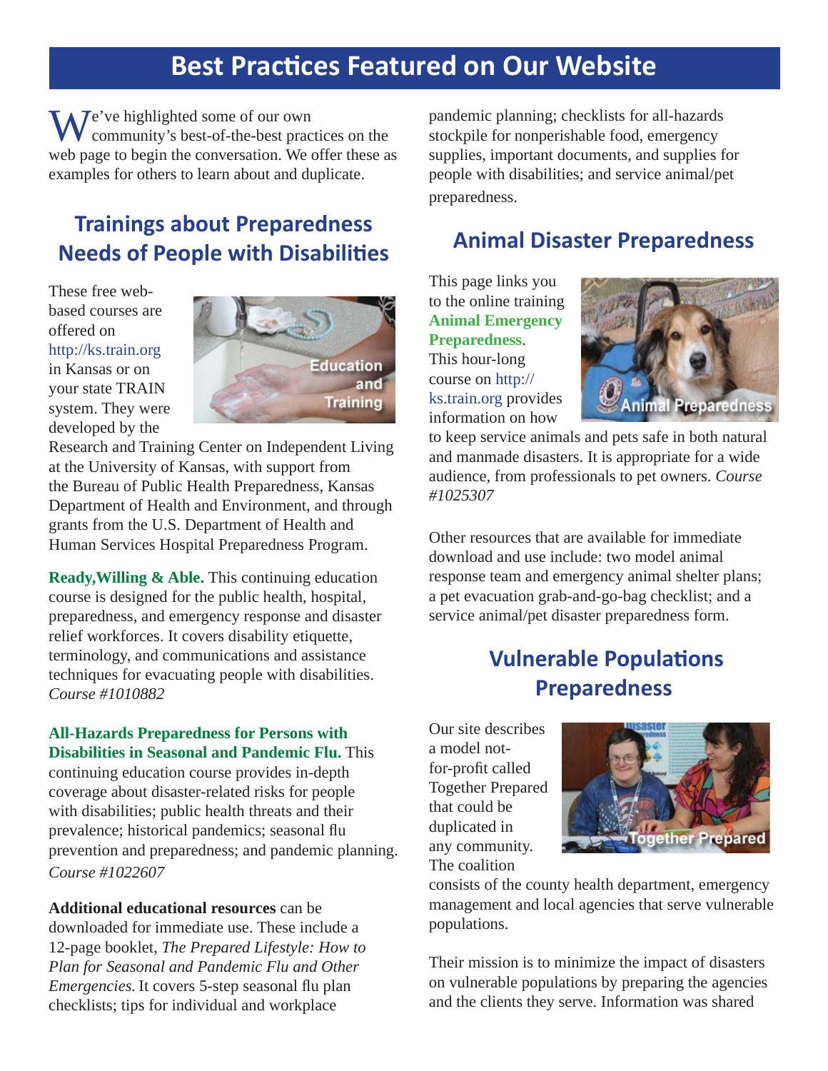# Best Practices Featured on Our Website

We've highlighted some of our own community's best-of-the-best practices on the web page to begin the conversation. We offer these as examples for others to learn about and duplicate.

## Trainings about Preparedness Needs of People with Disabilities

These free web-based courses are offered on http://ks.train.org in Kansas or on your state TRAIN system. They were developed by the Research and Training Center on Independent Living at the University of Kansas, with support from the Bureau of Public Health Preparedness, Kansas Department of Health and Environment, and through grants from the U.S. Department of Health and Human Services Hospital Preparedness Program.

**Ready,Willing & Able.** This continuing education course is designed for the public health, hospital, preparedness, and emergency response and disaster relief workforces. It covers disability etiquette, terminology, and communications and assistance techniques for evacuating people with disabilities. *Course #1010882*

**All-Hazards Preparedness for Persons with Disabilities in Seasonal and Pandemic Flu.** This continuing education course provides in-depth coverage about disaster-related risks for people with disabilities; public health threats and their prevalence; historical pandemics; seasonal flu prevention and preparedness; and pandemic planning. *Course #1022607*

**Additional educational resources** can be downloaded for immediate use. These include a 12-page booklet, *The Prepared Lifestyle: How to Plan for Seasonal and Pandemic Flu and Other Emergencies.* It covers 5-step seasonal flu plan checklists; tips for individual and workplace pandemic planning; checklists for all-hazards stockpile for nonperishable food, emergency supplies, important documents, and supplies for people with disabilities; and service animal/pet preparedness.

## Animal Disaster Preparedness

This page links you to the online training **Animal Emergency Preparedness**. This hour-long course on http://ks.train.org provides information on how to keep service animals and pets safe in both natural and manmade disasters. It is appropriate for a wide audience, from professionals to pet owners. *Course #1025307*

Other resources that are available for immediate download and use include: two model animal response team and emergency animal shelter plans; a pet evacuation grab-and-go-bag checklist; and a service animal/pet disaster preparedness form.

## Vulnerable Populations Preparedness

Our site describes a model not-for-profit called Together Prepared that could be duplicated in any community. The coalition consists of the county health department, emergency management and local agencies that serve vulnerable populations.

Their mission is to minimize the impact of disasters on vulnerable populations by preparing the agencies and the clients they serve. Information was shared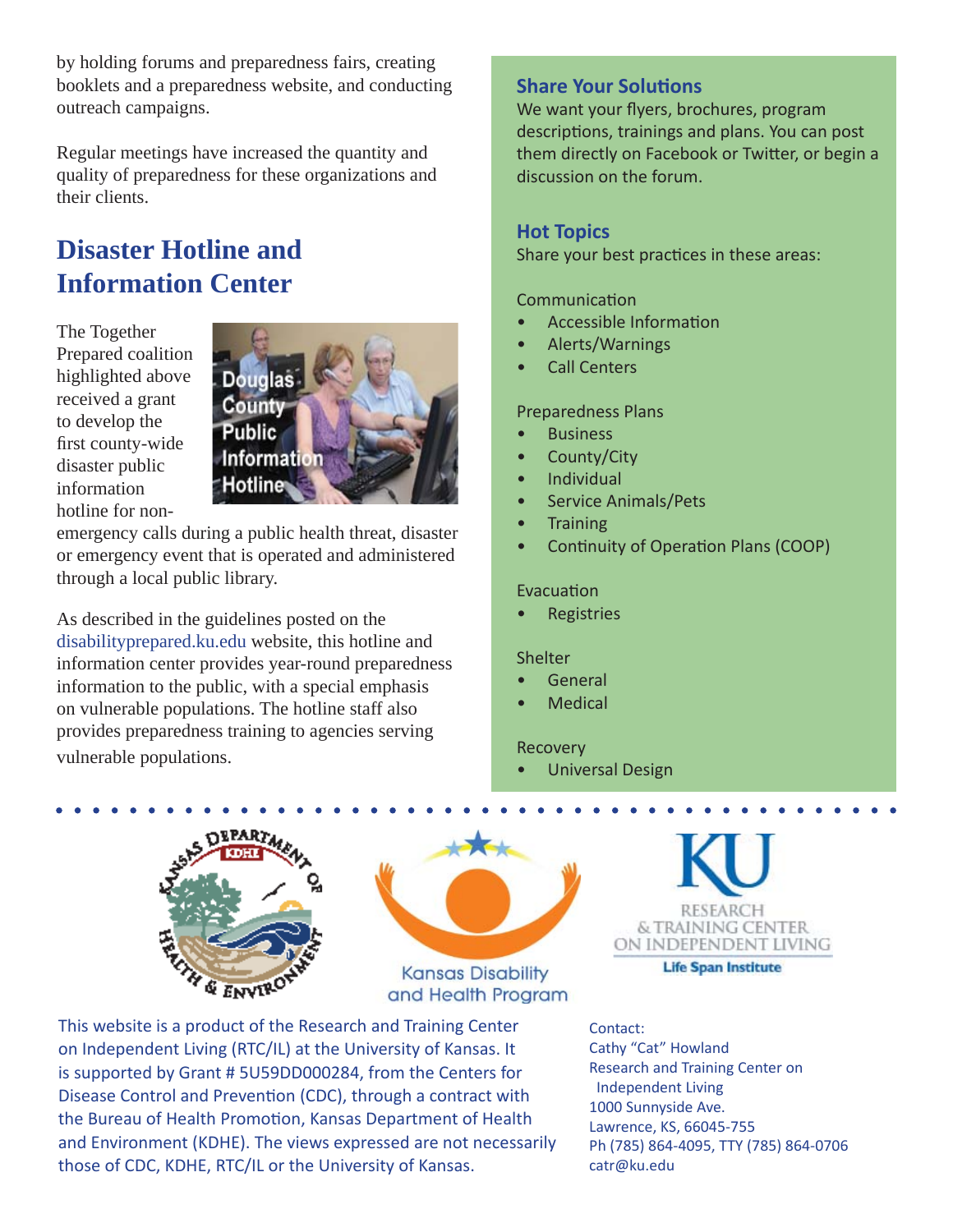by holding forums and preparedness fairs, creating booklets and a preparedness website, and conducting outreach campaigns.

Regular meetings have increased the quantity and quality of preparedness for these organizations and their clients.

## Disaster Hotline and Information Center

The Together Prepared coalition highlighted above received a grant to develop the first county-wide disaster public information hotline for non-emergency calls during a public health threat, disaster or emergency event that is operated and administered through a local public library.

Douglas County Public Information Hotline

As described in the guidelines posted on the disabilityprepared.ku.edu website, this hotline and information center provides year-round preparedness information to the public, with a special emphasis on vulnerable populations. The hotline staff also provides preparedness training to agencies serving vulnerable populations.

### Share Your Solutions

We want your flyers, brochures, program descriptions, trainings and plans. You can post them directly on Facebook or Twitter, or begin a discussion on the forum.

### Hot Topics

Share your best practices in these areas:

Communication

- Accessible Information
- Alerts/Warnings
- Call Centers

Preparedness Plans

- Business
- County/City
- Individual
- Service Animals/Pets
- Training
- Continuity of Operation Plans (COOP)

Evacuation

- Registries

Shelter

- General
- Medical

Recovery

- Universal Design

Kansas Department of Health & Environment — KDHE

Kansas Disability and Health Program

KU Research & Training Center on Independent Living — Life Span Institute

This website is a product of the Research and Training Center on Independent Living (RTC/IL) at the University of Kansas. It is supported by Grant # 5U59DD000284, from the Centers for Disease Control and Prevention (CDC), through a contract with the Bureau of Health Promotion, Kansas Department of Health and Environment (KDHE). The views expressed are not necessarily those of CDC, KDHE, RTC/IL or the University of Kansas.

Contact:
Cathy "Cat" Howland
Research and Training Center on Independent Living
1000 Sunnyside Ave.
Lawrence, KS, 66045-755
Ph (785) 864-4095, TTY (785) 864-0706
catr@ku.edu